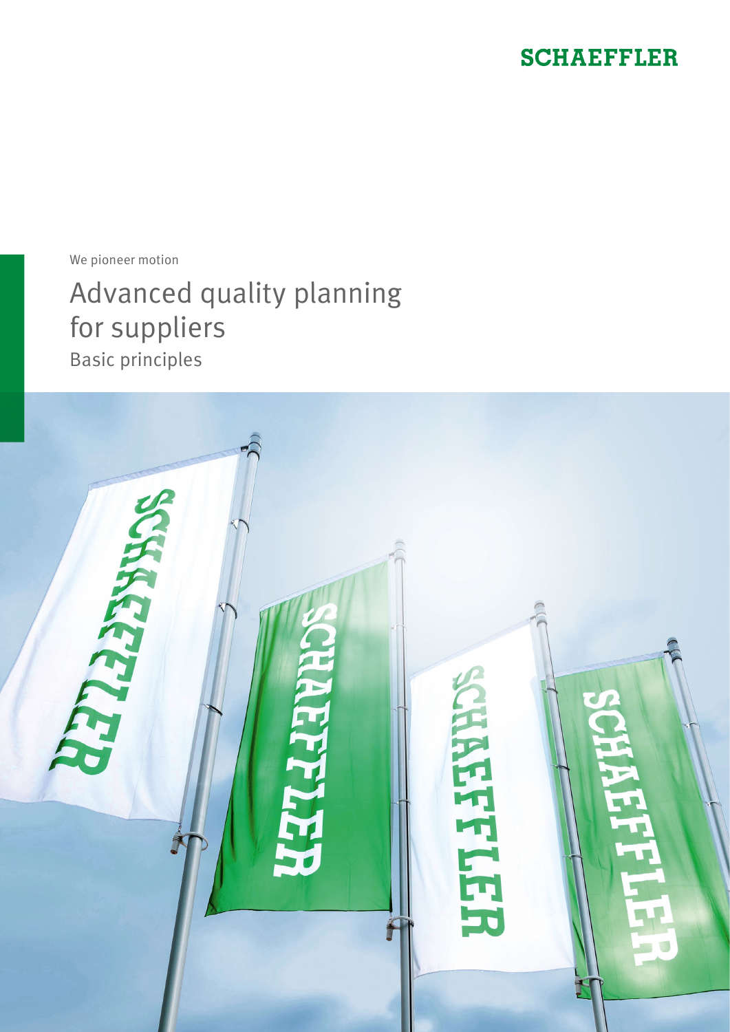SCHAEFFLER

We pioneer motion

# Advanced quality planning for suppliers

## Basic principles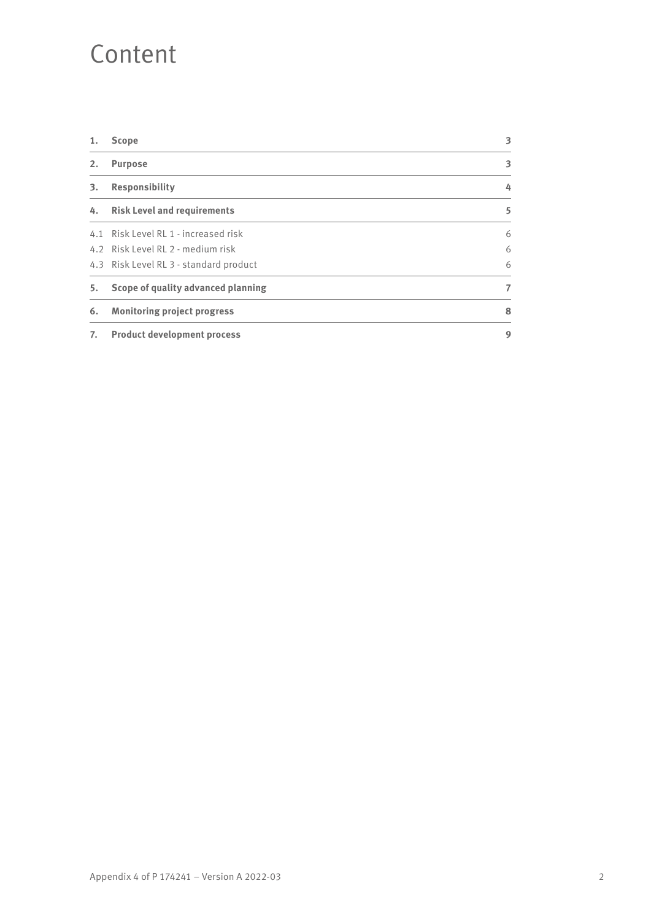# Content

| | | |
|---|---|---|
| **1.** | **Scope** | **3** |
| **2.** | **Purpose** | **3** |
| **3.** | **Responsibility** | **4** |
| **4.** | **Risk Level and requirements** | **5** |
| 4.1 | Risk Level RL 1 - increased risk | 6 |
| 4.2 | Risk Level RL 2 - medium risk | 6 |
| 4.3 | Risk Level RL 3 - standard product | 6 |
| **5.** | **Scope of quality advanced planning** | **7** |
| **6.** | **Monitoring project progress** | **8** |
| **7.** | **Product development process** | **9** |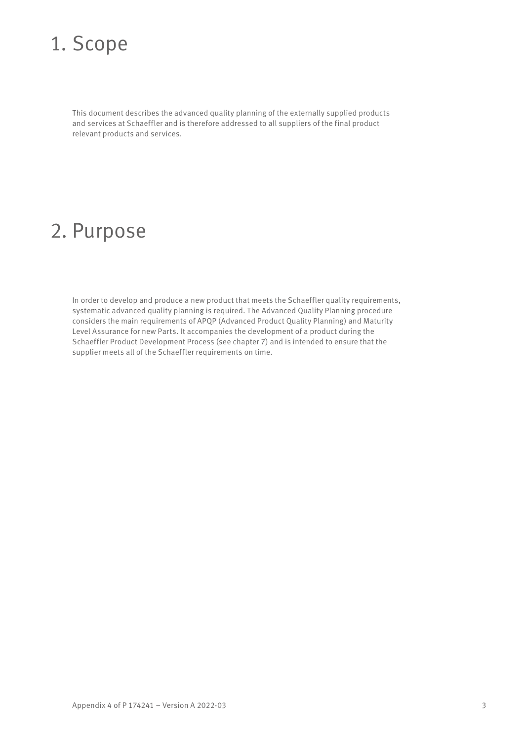# 1. Scope

This document describes the advanced quality planning of the externally supplied products and services at Schaeffler and is therefore addressed to all suppliers of the final product relevant products and services.

# 2. Purpose

In order to develop and produce a new product that meets the Schaeffler quality requirements, systematic advanced quality planning is required. The Advanced Quality Planning procedure considers the main requirements of APQP (Advanced Product Quality Planning) and Maturity Level Assurance for new Parts. It accompanies the development of a product during the Schaeffler Product Development Process (see chapter 7) and is intended to ensure that the supplier meets all of the Schaeffler requirements on time.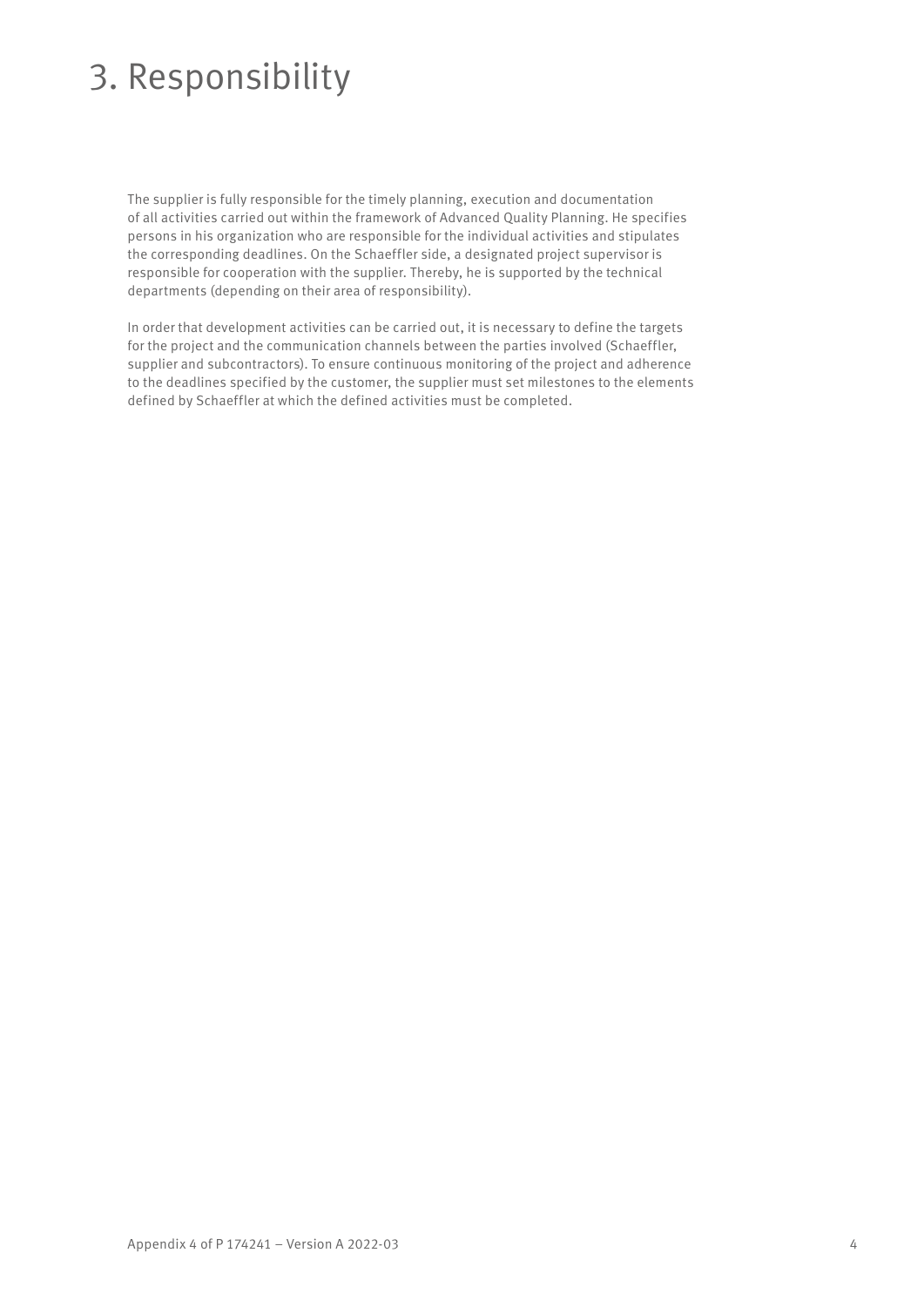# 3. Responsibility

The supplier is fully responsible for the timely planning, execution and documentation of all activities carried out within the framework of Advanced Quality Planning. He specifies persons in his organization who are responsible for the individual activities and stipulates the corresponding deadlines. On the Schaeffler side, a designated project supervisor is responsible for cooperation with the supplier. Thereby, he is supported by the technical departments (depending on their area of responsibility).

In order that development activities can be carried out, it is necessary to define the targets for the project and the communication channels between the parties involved (Schaeffler, supplier and subcontractors). To ensure continuous monitoring of the project and adherence to the deadlines specified by the customer, the supplier must set milestones to the elements defined by Schaeffler at which the defined activities must be completed.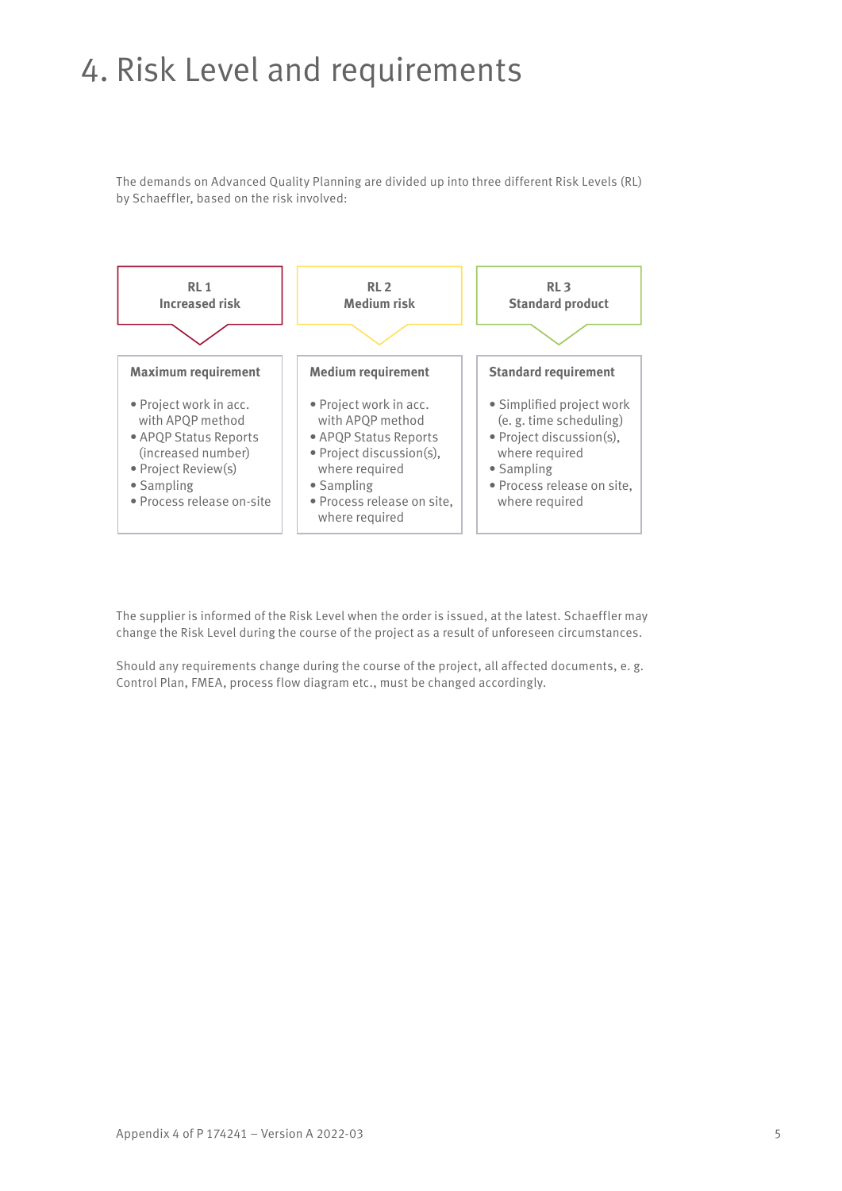# 4. Risk Level and requirements

The demands on Advanced Quality Planning are divided up into three different Risk Levels (RL) by Schaeffler, based on the risk involved:

| RL 1<br>Increased risk | RL 2<br>Medium risk | RL 3<br>Standard product |
|---|---|---|
| **Maximum requirement**<br>• Project work in acc. with APQP method<br>• APQP Status Reports (increased number)<br>• Project Review(s)<br>• Sampling<br>• Process release on-site | **Medium requirement**<br>• Project work in acc. with APQP method<br>• APQP Status Reports<br>• Project discussion(s), where required<br>• Sampling<br>• Process release on site, where required | **Standard requirement**<br>• Simplified project work (e. g. time scheduling)<br>• Project discussion(s), where required<br>• Sampling<br>• Process release on site, where required |

The supplier is informed of the Risk Level when the order is issued, at the latest. Schaeffler may change the Risk Level during the course of the project as a result of unforeseen circumstances.

Should any requirements change during the course of the project, all affected documents, e. g. Control Plan, FMEA, process flow diagram etc., must be changed accordingly.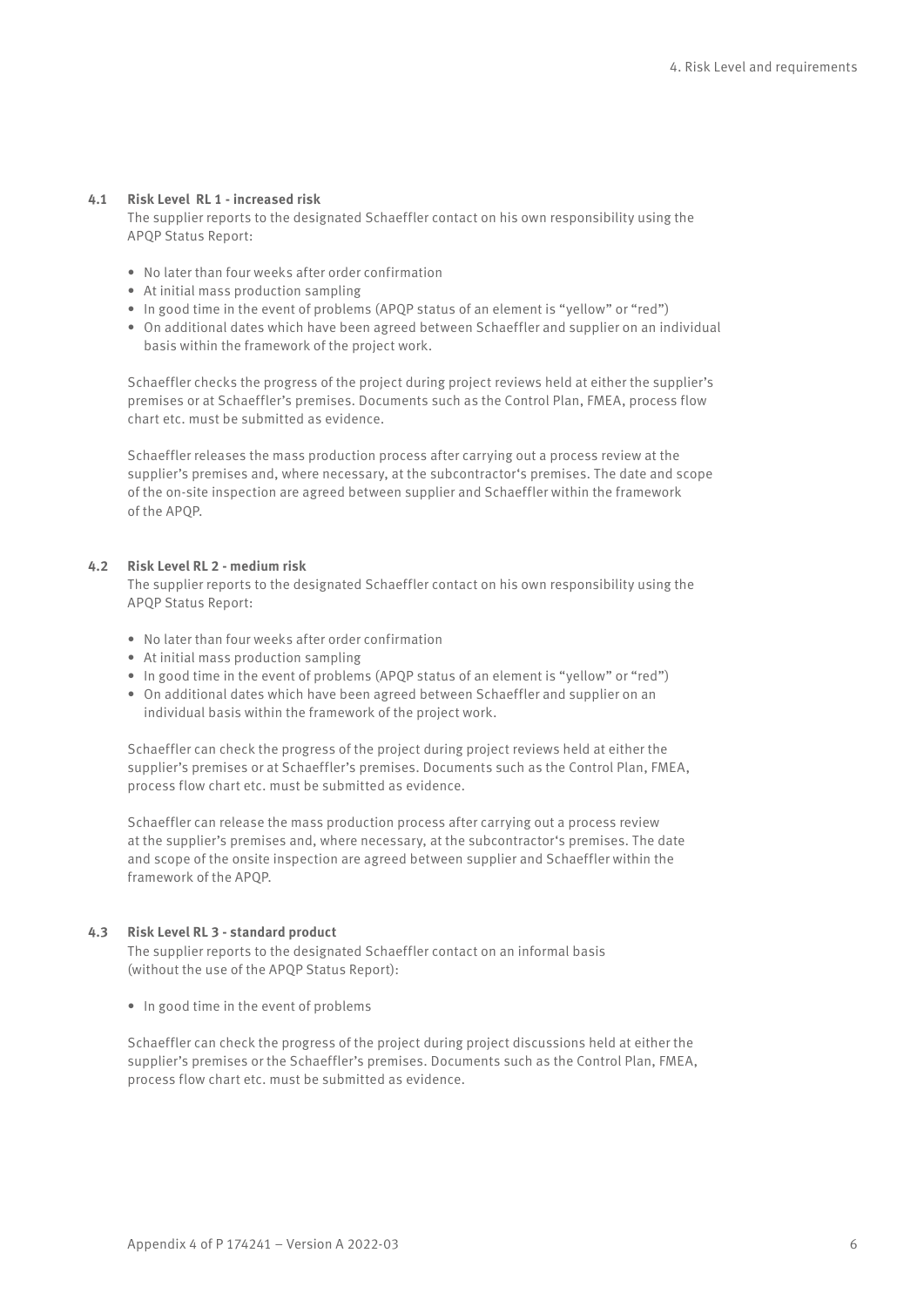### 4.1 Risk Level RL 1 - increased risk

The supplier reports to the designated Schaeffler contact on his own responsibility using the APQP Status Report:

- No later than four weeks after order confirmation
- At initial mass production sampling
- In good time in the event of problems (APQP status of an element is "yellow" or "red")
- On additional dates which have been agreed between Schaeffler and supplier on an individual basis within the framework of the project work.

Schaeffler checks the progress of the project during project reviews held at either the supplier's premises or at Schaeffler's premises. Documents such as the Control Plan, FMEA, process flow chart etc. must be submitted as evidence.

Schaeffler releases the mass production process after carrying out a process review at the supplier's premises and, where necessary, at the subcontractor's premises. The date and scope of the on-site inspection are agreed between supplier and Schaeffler within the framework of the APQP.

### 4.2 Risk Level RL 2 - medium risk

The supplier reports to the designated Schaeffler contact on his own responsibility using the APQP Status Report:

- No later than four weeks after order confirmation
- At initial mass production sampling
- In good time in the event of problems (APQP status of an element is "yellow" or "red")
- On additional dates which have been agreed between Schaeffler and supplier on an individual basis within the framework of the project work.

Schaeffler can check the progress of the project during project reviews held at either the supplier's premises or at Schaeffler's premises. Documents such as the Control Plan, FMEA, process flow chart etc. must be submitted as evidence.

Schaeffler can release the mass production process after carrying out a process review at the supplier's premises and, where necessary, at the subcontractor's premises. The date and scope of the onsite inspection are agreed between supplier and Schaeffler within the framework of the APQP.

### 4.3 Risk Level RL 3 - standard product

The supplier reports to the designated Schaeffler contact on an informal basis (without the use of the APQP Status Report):

- In good time in the event of problems

Schaeffler can check the progress of the project during project discussions held at either the supplier's premises or the Schaeffler's premises. Documents such as the Control Plan, FMEA, process flow chart etc. must be submitted as evidence.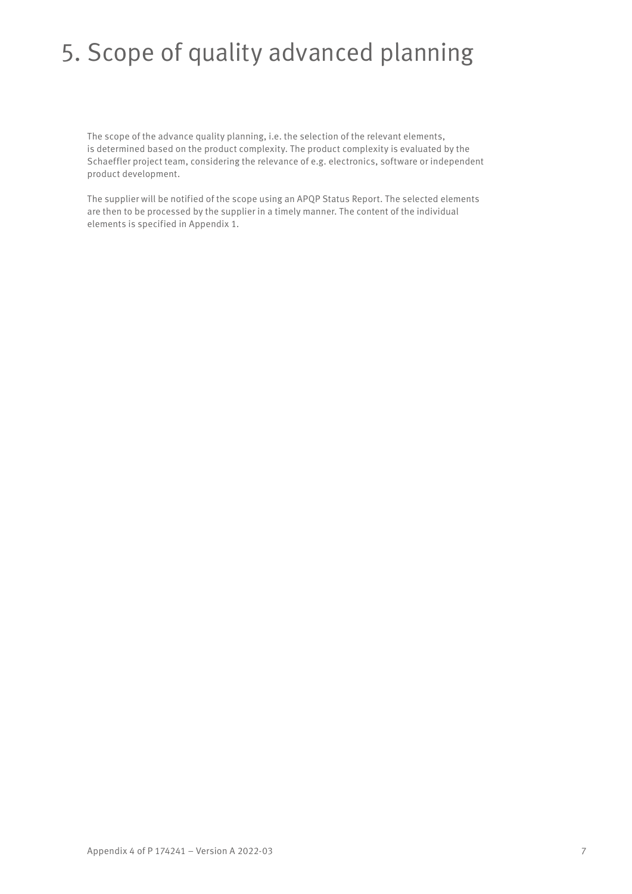# 5. Scope of quality advanced planning

The scope of the advance quality planning, i.e. the selection of the relevant elements, is determined based on the product complexity. The product complexity is evaluated by the Schaeffler project team, considering the relevance of e.g. electronics, software or independent product development.

The supplier will be notified of the scope using an APQP Status Report. The selected elements are then to be processed by the supplier in a timely manner. The content of the individual elements is specified in Appendix 1.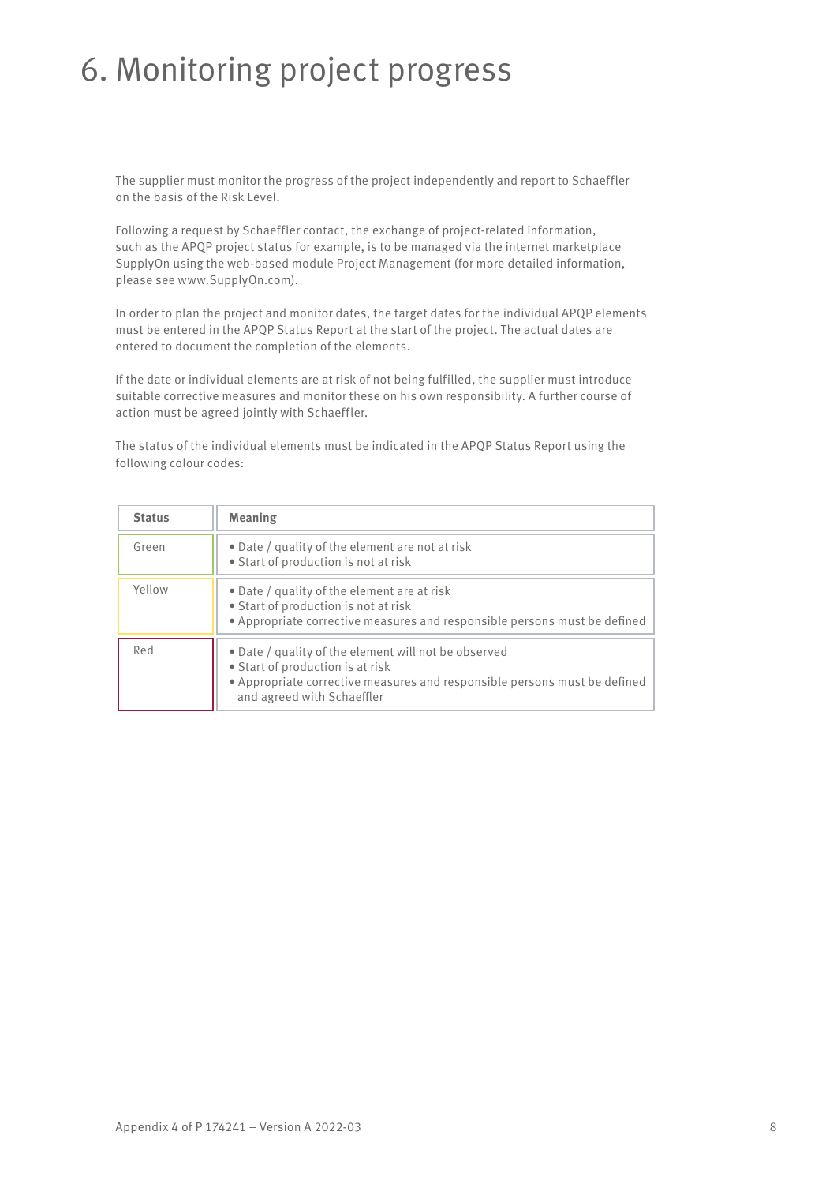# 6. Monitoring project progress

The supplier must monitor the progress of the project independently and report to Schaeffler on the basis of the Risk Level.

Following a request by Schaeffler contact, the exchange of project-related information, such as the APQP project status for example, is to be managed via the internet marketplace SupplyOn using the web-based module Project Management (for more detailed information, please see www.SupplyOn.com).

In order to plan the project and monitor dates, the target dates for the individual APQP elements must be entered in the APQP Status Report at the start of the project. The actual dates are entered to document the completion of the elements.

If the date or individual elements are at risk of not being fulfilled, the supplier must introduce suitable corrective measures and monitor these on his own responsibility. A further course of action must be agreed jointly with Schaeffler.

The status of the individual elements must be indicated in the APQP Status Report using the following colour codes:

| Status | Meaning |
|---|---|
| Green | • Date / quality of the element are not at risk<br>• Start of production is not at risk |
| Yellow | • Date / quality of the element are at risk<br>• Start of production is not at risk<br>• Appropriate corrective measures and responsible persons must be defined |
| Red | • Date / quality of the element will not be observed<br>• Start of production is at risk<br>• Appropriate corrective measures and responsible persons must be defined and agreed with Schaeffler |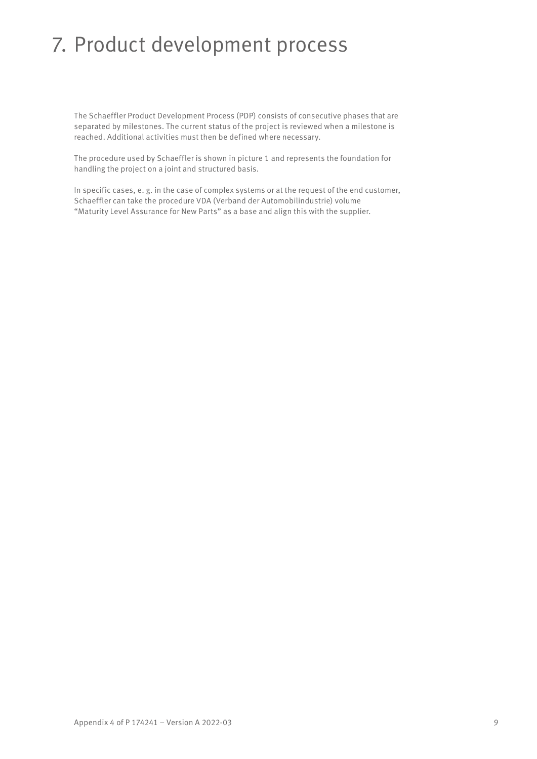# 7. Product development process

The Schaeffler Product Development Process (PDP) consists of consecutive phases that are separated by milestones. The current status of the project is reviewed when a milestone is reached. Additional activities must then be defined where necessary.

The procedure used by Schaeffler is shown in picture 1 and represents the foundation for handling the project on a joint and structured basis.

In specific cases, e. g. in the case of complex systems or at the request of the end customer, Schaeffler can take the procedure VDA (Verband der Automobilindustrie) volume "Maturity Level Assurance for New Parts" as a base and align this with the supplier.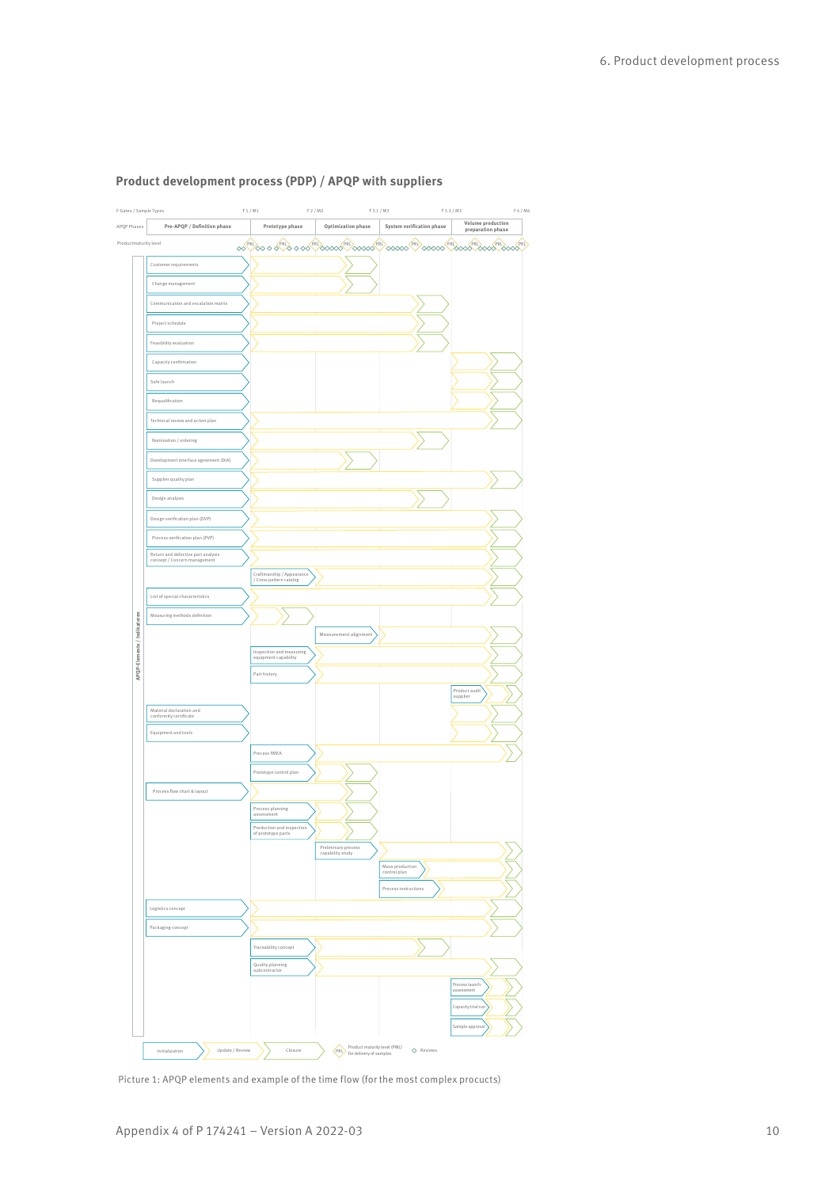## Product development process (PDP) / APQP with suppliers

F-Gates / Sample Types
F 1 / M1
F 2 / M2
F 3.1 / M3
F 3.2 / M3
F 4 / M4

APQP Phases
Pre-APQP / Definition phase
Prototype phase
Optimization phase
System verification phase
Volume production preparation phase

Product maturity level
PRL

APQP-Elemente / Indikatoren

Customer requirements
Change management
Communication and escalation matrix
Project schedule
Feasibility evaluation
Capacity confirmation
Safe launch
Requalification
Technical review and action plan
Nomination / ordering
Development interface agreement (DIA)
Supplier quality plan
Design analysis
Design verification plan (DVP)
Process verification plan (PVP)
Return and defective part analysis concept / Concern management
Craftmanship / Appearance / Cross pattern catalog
List of special characteristics
Measuring methods definition
Measurement alignment
Inspection and measuring equipment capability
Part history
Product audit supplier
Material declaration and conformity certificate
Equipment and tools
Process FMEA
Prototype control plan
Process flow chart & layout
Process planning assessment
Production and inspection of prototype parts
Preliminary process capability study
Mass production control plan
Process instructions
Logistics concept
Packaging concept
Traceability concept
Quality planning subcontractor
Process launch assessment
Capacity trial run
Sample approval

Initialization
Update / Review
Closure
PRL Product maturity level (PML) for delivery of samples
Reviews

Picture 1: APQP elements and example of the time flow (for the most complex procucts)